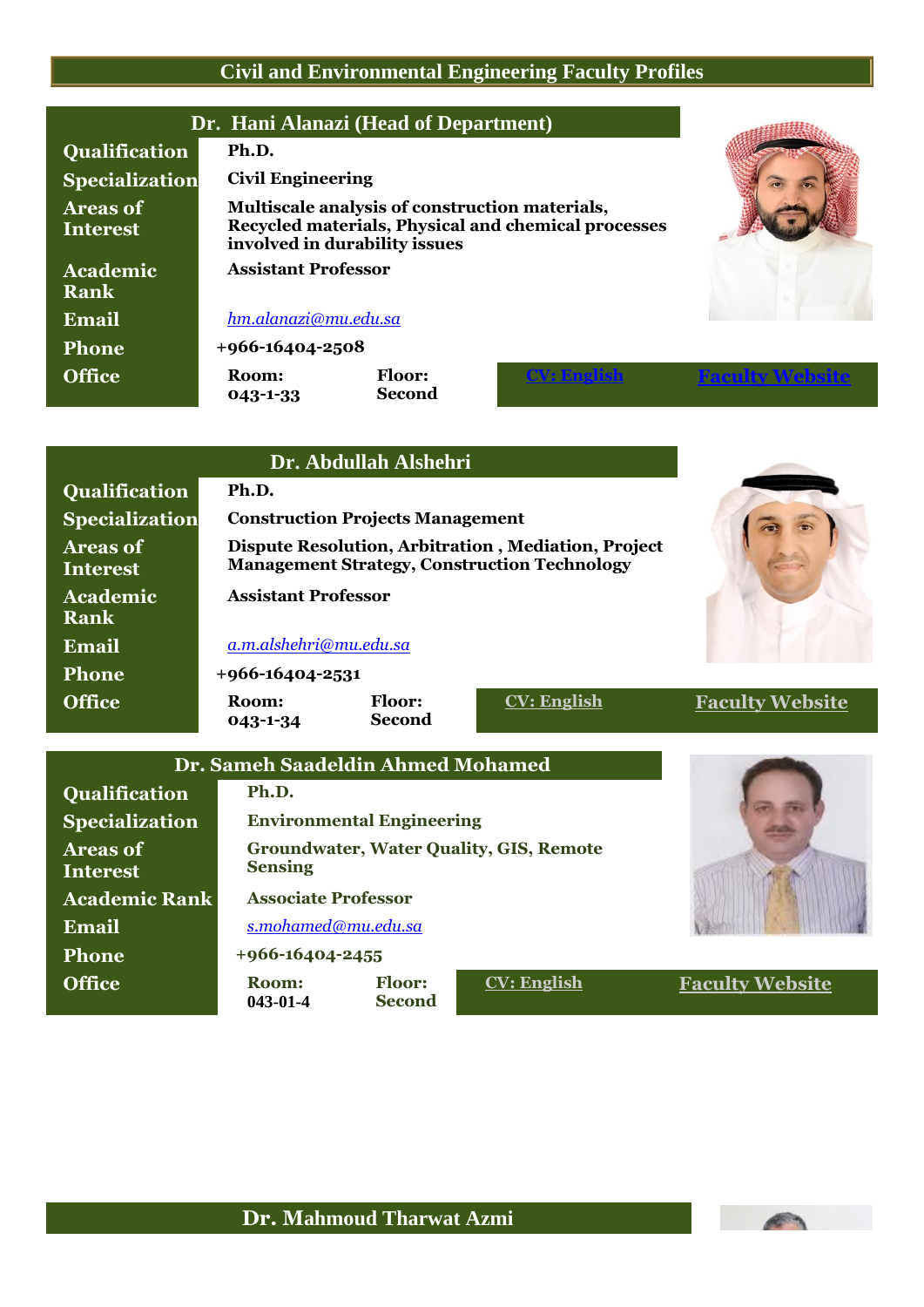# Civil and Environmental Engineering Faculty Profiles

## Dr. Hani Alanazi (Head of Department)

| | | | | |
|---|---|---|---|---|
| **Qualification** | Ph.D. | | | |
| **Specialization** | Civil Engineering | | | |
| **Areas of Interest** | Multiscale analysis of construction materials, Recycled materials, Physical and chemical processes involved in durability issues | | | |
| **Academic Rank** | Assistant Professor | | | |
| **Email** | *hm.alanazi@mu.edu.sa* | | | |
| **Phone** | +966-16404-2508 | | | |
| **Office** | Room: 043-1-33 | Floor: Second | CV: English | Faculty Website |

## Dr. Abdullah Alshehri

| | | | | |
|---|---|---|---|---|
| **Qualification** | Ph.D. | | | |
| **Specialization** | Construction Projects Management | | | |
| **Areas of Interest** | Dispute Resolution, Arbitration , Mediation, Project Management Strategy, Construction Technology | | | |
| **Academic Rank** | Assistant Professor | | | |
| **Email** | *a.m.alshehri@mu.edu.sa* | | | |
| **Phone** | +966-16404-2531 | | | |
| **Office** | Room: 043-1-34 | Floor: Second | CV: English | Faculty Website |

## Dr. Sameh Saadeldin Ahmed Mohamed

| | | | | |
|---|---|---|---|---|
| **Qualification** | Ph.D. | | | |
| **Specialization** | Environmental Engineering | | | |
| **Areas of Interest** | Groundwater, Water Quality, GIS, Remote Sensing | | | |
| **Academic Rank** | Associate Professor | | | |
| **Email** | *s.mohamed@mu.edu.sa* | | | |
| **Phone** | +966-16404-2455 | | | |
| **Office** | Room: 043-01-4 | Floor: Second | CV: English | Faculty Website |

## Dr. Mahmoud Tharwat Azmi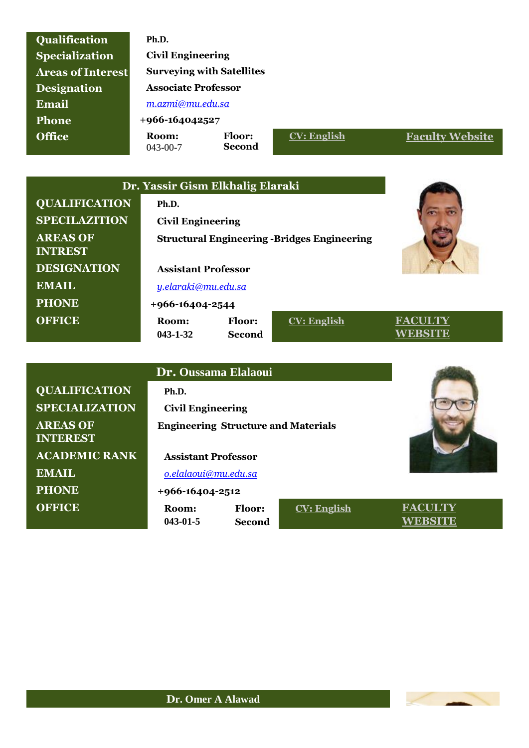| Qualification | Ph.D. | | | |
|---|---|---|---|---|
| Specialization | Civil Engineering | | | |
| Areas of Interest | Surveying with Satellites | | | |
| Designation | Associate Professor | | | |
| Email | *m.azmi@mu.edu.sa* | | | |
| Phone | +966-164042527 | | | |
| Office | Room: 043-00-7 | Floor: Second | CV: English | Faculty Website |

## Dr. Yassir Gism Elkhalig Elaraki

| QUALIFICATION | Ph.D. | | | |
|---|---|---|---|---|
| SPECILAZITION | Civil Engineering | | | |
| AREAS OF INTREST | Structural Engineering -Bridges Engineering | | | |
| DESIGNATION | Assistant Professor | | | |
| EMAIL | *y.elaraki@mu.edu.sa* | | | |
| PHONE | +966-16404-2544 | | | |
| OFFICE | Room: 043-1-32 | Floor: Second | CV: English | FACULTY WEBSITE |

## Dr. Oussama Elalaoui

| QUALIFICATION | Ph.D. | | | |
|---|---|---|---|---|
| SPECIALIZATION | Civil Engineering | | | |
| AREAS OF INTEREST | Engineering Structure and Materials | | | |
| ACADEMIC RANK | Assistant Professor | | | |
| EMAIL | *o.elalaoui@mu.edu.sa* | | | |
| PHONE | +966-16404-2512 | | | |
| OFFICE | Room: 043-01-5 | Floor: Second | CV: English | FACULTY WEBSITE |

## Dr. Omer A Alawad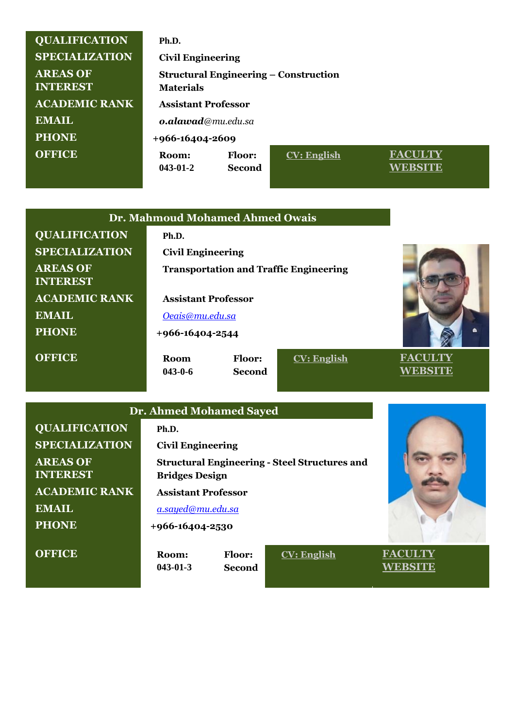| QUALIFICATION | Ph.D. | | | |
|---|---|---|---|---|
| SPECIALIZATION | Civil Engineering | | | |
| AREAS OF INTEREST | Structural Engineering – Construction Materials | | | |
| ACADEMIC RANK | Assistant Professor | | | |
| EMAIL | ***o.alawad***@mu.edu.sa | | | |
| PHONE | +966-16404-2609 | | | |
| OFFICE | Room: 043-01-2 | Floor: Second | CV: English | FACULTY WEBSITE |

## Dr. Mahmoud Mohamed Ahmed Owais

| QUALIFICATION | Ph.D. | | | |
|---|---|---|---|---|
| SPECIALIZATION | Civil Engineering | | | |
| AREAS OF INTEREST | Transportation and Traffic Engineering | | | |
| ACADEMIC RANK | Assistant Professor | | | |
| EMAIL | Oeais@mu.edu.sa | | | |
| PHONE | +966-16404-2544 | | | |
| OFFICE | Room 043-0-6 | Floor: Second | CV: English | FACULTY WEBSITE |

## Dr. Ahmed Mohamed Sayed

| QUALIFICATION | Ph.D. | | | |
|---|---|---|---|---|
| SPECIALIZATION | Civil Engineering | | | |
| AREAS OF INTEREST | Structural Engineering - Steel Structures and Bridges Design | | | |
| ACADEMIC RANK | Assistant Professor | | | |
| EMAIL | a.sayed@mu.edu.sa | | | |
| PHONE | +966-16404-2530 | | | |
| OFFICE | Room: 043-01-3 | Floor: Second | CV: English | FACULTY WEBSITE |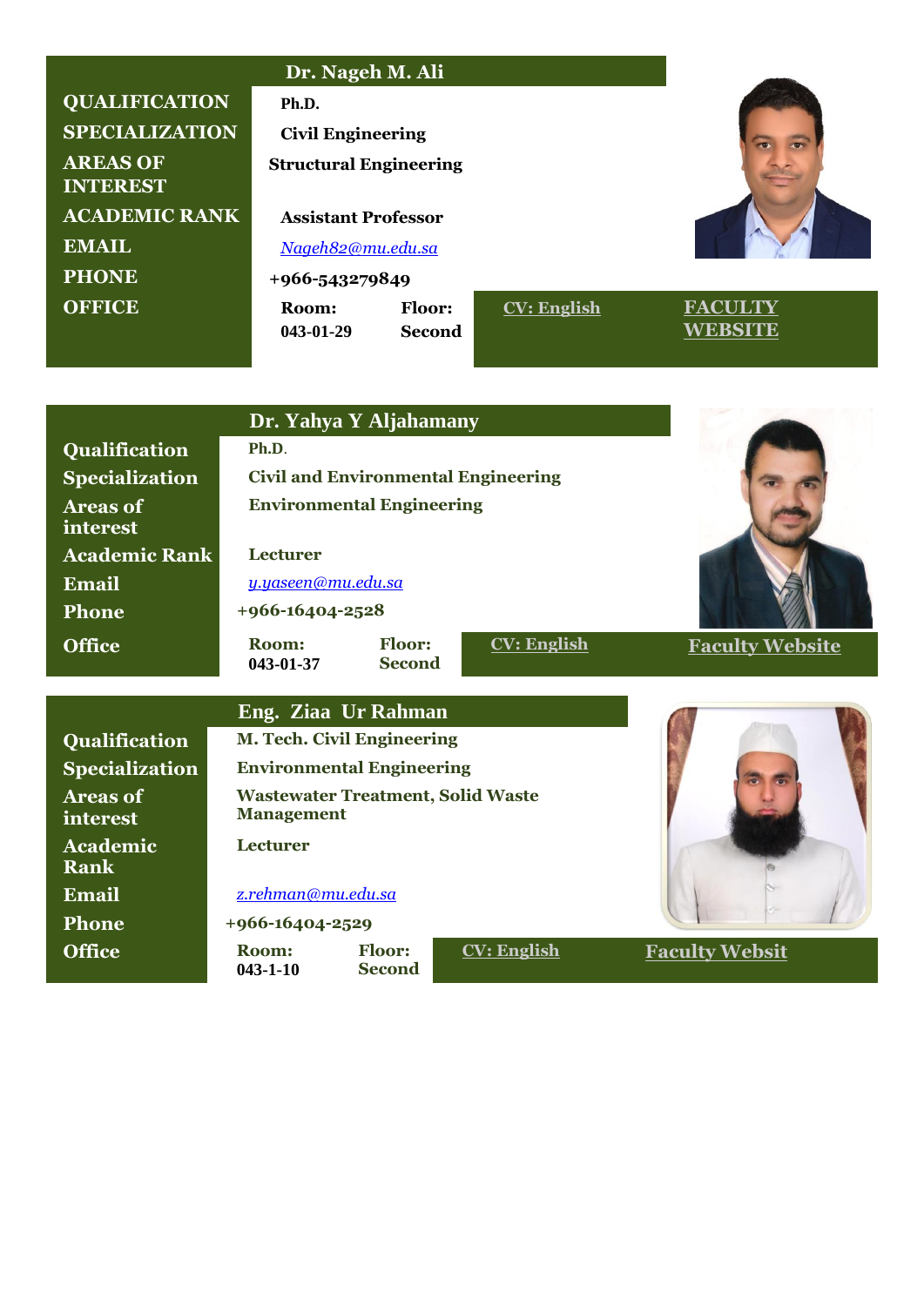## Dr. Nageh M. Ali

| | |
|---|---|
| QUALIFICATION | Ph.D. |
| SPECIALIZATION | Civil Engineering |
| AREAS OF INTEREST | Structural Engineering |
| ACADEMIC RANK | Assistant Professor |
| EMAIL | *Nageh82@mu.edu.sa* |
| PHONE | +966-543279849 |
| OFFICE | Room: 043-01-29 Floor: Second |

CV: English | FACULTY WEBSITE

## Dr. Yahya Y Aljahamany

| | |
|---|---|
| Qualification | Ph.D. |
| Specialization | Civil and Environmental Engineering |
| Areas of interest | Environmental Engineering |
| Academic Rank | Lecturer |
| Email | *y.yaseen@mu.edu.sa* |
| Phone | +966-16404-2528 |
| Office | Room: 043-01-37 Floor: Second |

CV: English | Faculty Website

## Eng. Ziaa Ur Rahman

| | |
|---|---|
| Qualification | M. Tech. Civil Engineering |
| Specialization | Environmental Engineering |
| Areas of interest | Wastewater Treatment, Solid Waste Management |
| Academic Rank | Lecturer |
| Email | *z.rehman@mu.edu.sa* |
| Phone | +966-16404-2529 |
| Office | Room: 043-1-10 Floor: Second |

CV: English | Faculty Websit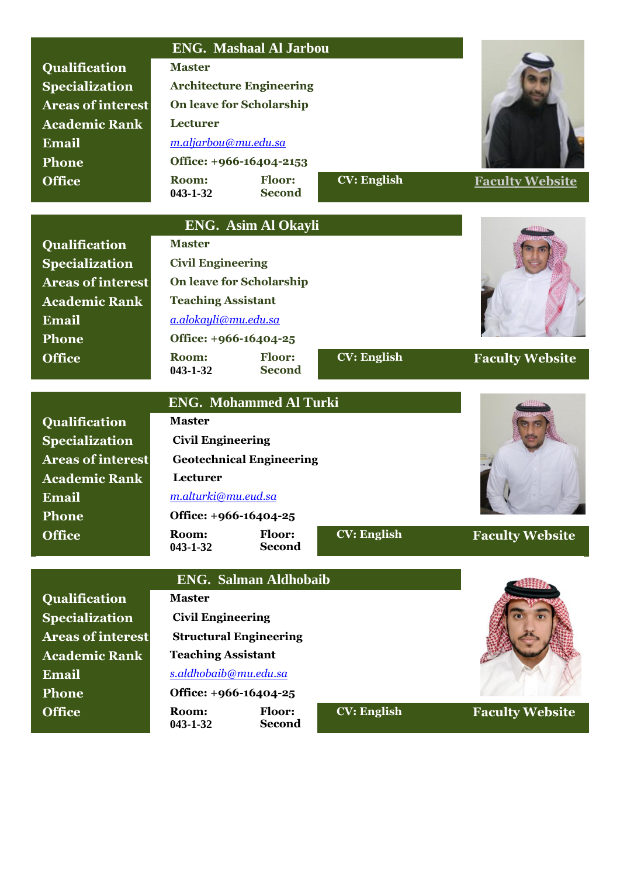## ENG. Mashaal Al Jarbou

| | |
|---|---|
| Qualification | Master |
| Specialization | Architecture Engineering |
| Areas of interest | On leave for Scholarship |
| Academic Rank | Lecturer |
| Email | m.aljarbou@mu.edu.sa |
| Phone | Office: +966-16404-2153 |
| Office | Room: 043-1-32 Floor: Second CV: English Faculty Website |

## ENG. Asim Al Okayli

| | |
|---|---|
| Qualification | Master |
| Specialization | Civil Engineering |
| Areas of interest | On leave for Scholarship |
| Academic Rank | Teaching Assistant |
| Email | a.alokayli@mu.edu.sa |
| Phone | Office: +966-16404-25 |
| Office | Room: 043-1-32 Floor: Second CV: English Faculty Website |

## ENG. Mohammed Al Turki

| | |
|---|---|
| Qualification | Master |
| Specialization | Civil Engineering |
| Areas of interest | Geotechnical Engineering |
| Academic Rank | Lecturer |
| Email | m.alturki@mu.eud.sa |
| Phone | Office: +966-16404-25 |
| Office | Room: 043-1-32 Floor: Second CV: English Faculty Website |

## ENG. Salman Aldhobaib

| | |
|---|---|
| Qualification | Master |
| Specialization | Civil Engineering |
| Areas of interest | Structural Engineering |
| Academic Rank | Teaching Assistant |
| Email | s.aldhobaib@mu.edu.sa |
| Phone | Office: +966-16404-25 |
| Office | Room: 043-1-32 Floor: Second CV: English Faculty Website |